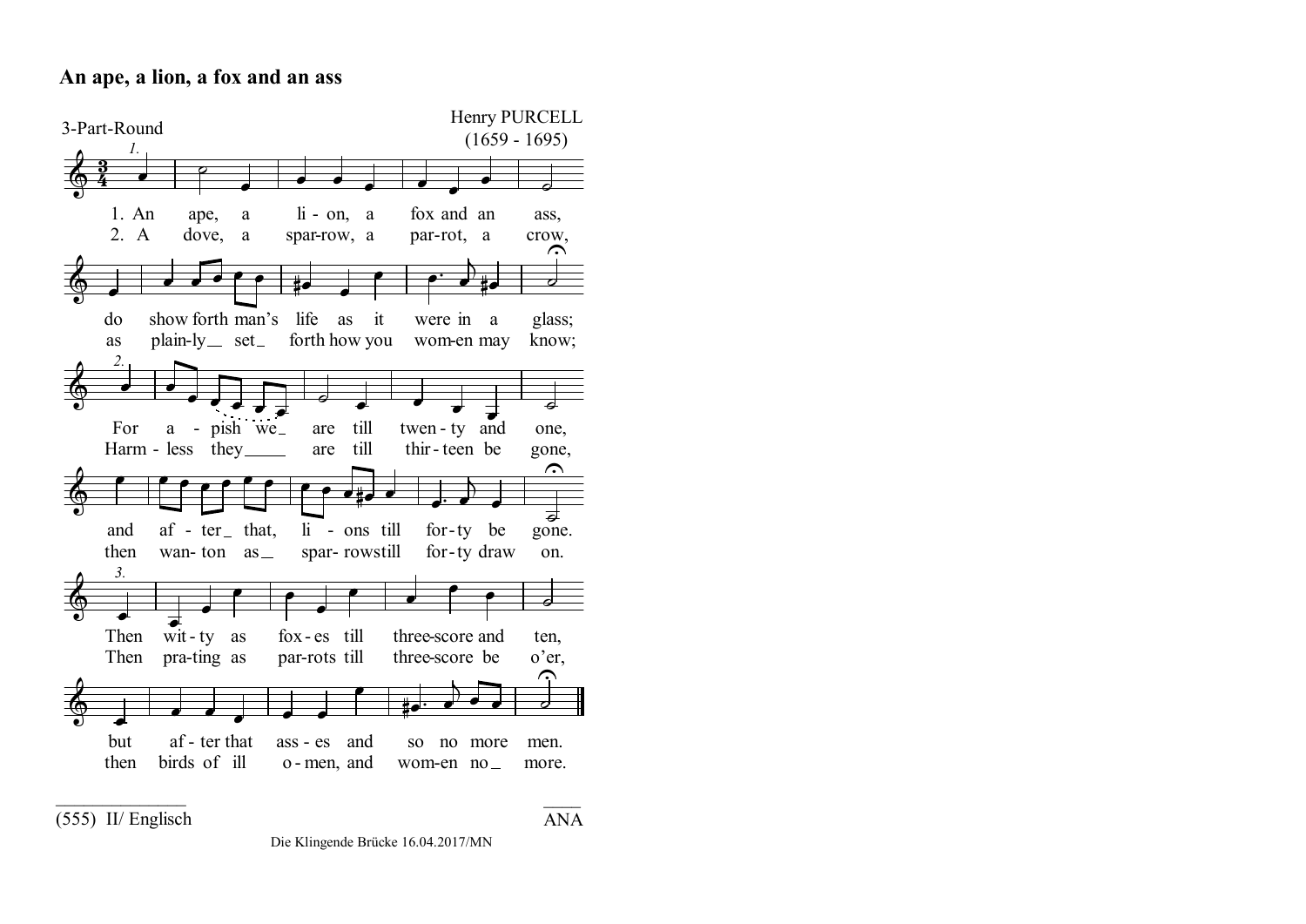## An ape, a lion, a fox and an ass

3-Part-Round

Henry PURCELL
(1659 - 1695)

*1.*

1. An ape, a li - on, a fox and an ass,
2. A dove, a spar-row, a par-rot, a crow,

do show forth man's life as it were in a glass;
as plain-ly_ set_ forth how you wom-en may know;

*2.*

For a - pish we_ are till twen - ty and one,
Harm - less they____ are till thir - teen be gone,

and af - ter_ that, li - ons till for - ty be gone.
then wan - ton as_ spar- rowstill for - ty draw on.

*3.*

Then wit - ty as fox - es till three-score and ten,
Then pra-ting as par-rots till three-score be o'er,

but af - ter that ass - es and so no more men.
then birds of ill o - men, and wom-en no_ more.

(555) II/ Englisch

ANA

Die Klingende Brücke 16.04.2017/MN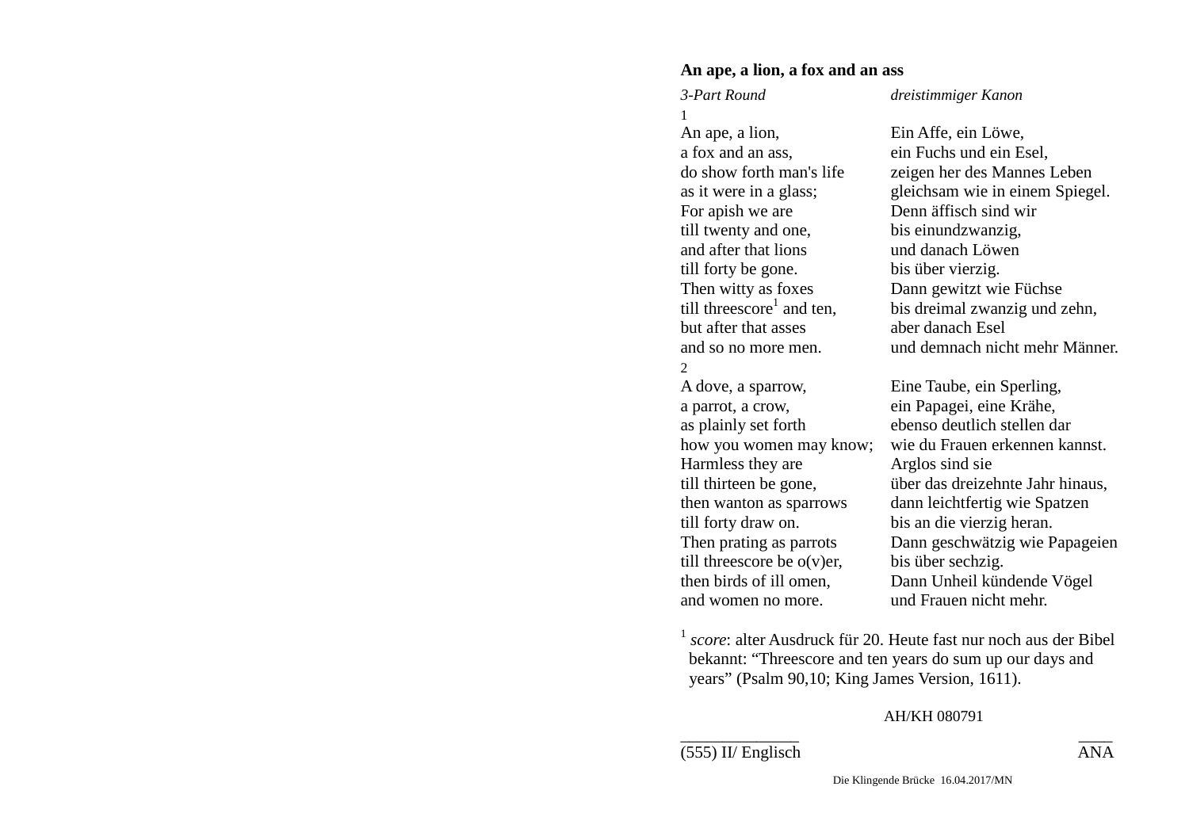**An ape, a lion, a fox and an ass**

| *3-Part Round* | *dreistimmiger Kanon* |
|---|---|
| 1 | |
| An ape, a lion, | Ein Affe, ein Löwe, |
| a fox and an ass, | ein Fuchs und ein Esel, |
| do show forth man's life | zeigen her des Mannes Leben |
| as it were in a glass; | gleichsam wie in einem Spiegel. |
| For apish we are | Denn äffisch sind wir |
| till twenty and one, | bis einundzwanzig, |
| and after that lions | und danach Löwen |
| till forty be gone. | bis über vierzig. |
| Then witty as foxes | Dann gewitzt wie Füchse |
| till threescore[1] and ten, | bis dreimal zwanzig und zehn, |
| but after that asses | aber danach Esel |
| and so no more men. | und demnach nicht mehr Männer. |
| 2 | |
| A dove, a sparrow, | Eine Taube, ein Sperling, |
| a parrot, a crow, | ein Papagei, eine Krähe, |
| as plainly set forth | ebenso deutlich stellen dar |
| how you women may know; | wie du Frauen erkennen kannst. |
| Harmless they are | Arglos sind sie |
| till thirteen be gone, | über das dreizehnte Jahr hinaus, |
| then wanton as sparrows | dann leichtfertig wie Spatzen |
| till forty draw on. | bis an die vierzig heran. |
| Then prating as parrots | Dann geschwätzig wie Papageien |
| till threescore be o(v)er, | bis über sechzig. |
| then birds of ill omen, | Dann Unheil kündende Vögel |
| and women no more. | und Frauen nicht mehr. |

[1] *score*: alter Ausdruck für 20. Heute fast nur noch aus der Bibel bekannt: “Threescore and ten years do sum up our days and years” (Psalm 90,10; King James Version, 1611).

AH/KH 080791

(555) II/ Englisch ANA